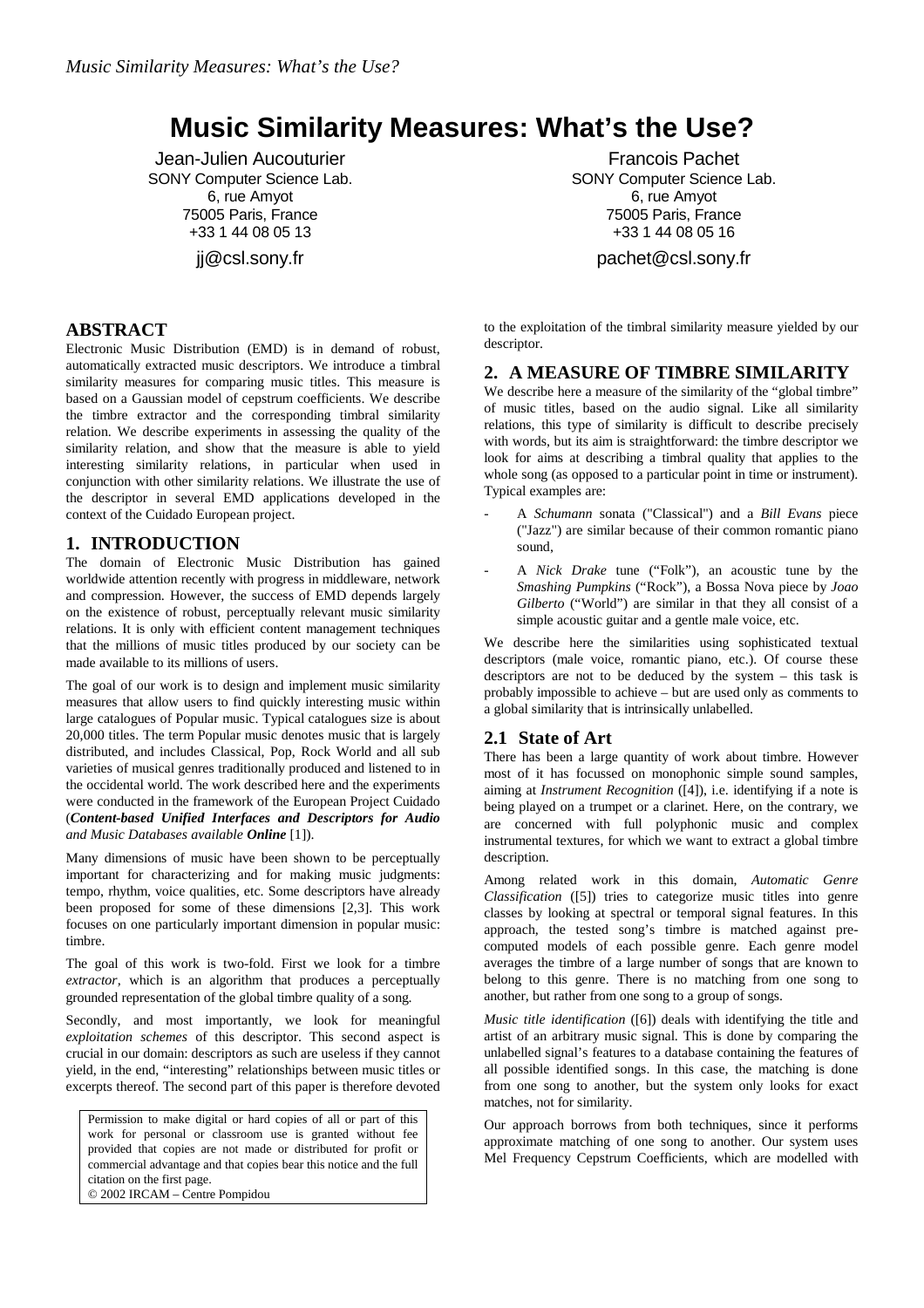# Music Similarity Measures: What's the Use?

Jean-Julien Aucouturier
SONY Computer Science Lab.
6, rue Amyot
75005 Paris, France
+33 1 44 08 05 13
jj@csl.sony.fr

Francois Pachet
SONY Computer Science Lab.
6, rue Amyot
75005 Paris, France
+33 1 44 08 05 16
pachet@csl.sony.fr

## ABSTRACT

Electronic Music Distribution (EMD) is in demand of robust, automatically extracted music descriptors. We introduce a timbral similarity measures for comparing music titles. This measure is based on a Gaussian model of cepstrum coefficients. We describe the timbre extractor and the corresponding timbral similarity relation. We describe experiments in assessing the quality of the similarity relation, and show that the measure is able to yield interesting similarity relations, in particular when used in conjunction with other similarity relations. We illustrate the use of the descriptor in several EMD applications developed in the context of the Cuidado European project.

## 1. INTRODUCTION

The domain of Electronic Music Distribution has gained worldwide attention recently with progress in middleware, network and compression. However, the success of EMD depends largely on the existence of robust, perceptually relevant music similarity relations. It is only with efficient content management techniques that the millions of music titles produced by our society can be made available to its millions of users.

The goal of our work is to design and implement music similarity measures that allow users to find quickly interesting music within large catalogues of Popular music. Typical catalogues size is about 20,000 titles. The term Popular music denotes music that is largely distributed, and includes Classical, Pop, Rock World and all sub varieties of musical genres traditionally produced and listened to in the occidental world. The work described here and the experiments were conducted in the framework of the European Project Cuidado (***Content-based Unified Interfaces and Descriptors for Audio and Music Databases available Online*** [1]).

Many dimensions of music have been shown to be perceptually important for characterizing and for making music judgments: tempo, rhythm, voice qualities, etc. Some descriptors have already been proposed for some of these dimensions [2,3]. This work focuses on one particularly important dimension in popular music: timbre.

The goal of this work is two-fold. First we look for a timbre *extractor*, which is an algorithm that produces a perceptually grounded representation of the global timbre quality of a song.

Secondly, and most importantly, we look for meaningful *exploitation schemes* of this descriptor. This second aspect is crucial in our domain: descriptors as such are useless if they cannot yield, in the end, "interesting" relationships between music titles or excerpts thereof. The second part of this paper is therefore devoted to the exploitation of the timbral similarity measure yielded by our descriptor.

Permission to make digital or hard copies of all or part of this work for personal or classroom use is granted without fee provided that copies are not made or distributed for profit or commercial advantage and that copies bear this notice and the full citation on the first page.
© 2002 IRCAM – Centre Pompidou

## 2. A MEASURE OF TIMBRE SIMILARITY

We describe here a measure of the similarity of the "global timbre" of music titles, based on the audio signal. Like all similarity relations, this type of similarity is difficult to describe precisely with words, but its aim is straightforward: the timbre descriptor we look for aims at describing a timbral quality that applies to the whole song (as opposed to a particular point in time or instrument). Typical examples are:

- A *Schumann* sonata ("Classical") and a *Bill Evans* piece ("Jazz") are similar because of their common romantic piano sound,
- A *Nick Drake* tune ("Folk"), an acoustic tune by the *Smashing Pumpkins* ("Rock"), a Bossa Nova piece by *Joao Gilberto* ("World") are similar in that they all consist of a simple acoustic guitar and a gentle male voice, etc.

We describe here the similarities using sophisticated textual descriptors (male voice, romantic piano, etc.). Of course these descriptors are not to be deduced by the system – this task is probably impossible to achieve – but are used only as comments to a global similarity that is intrinsically unlabelled.

### 2.1 State of Art

There has been a large quantity of work about timbre. However most of it has focussed on monophonic simple sound samples, aiming at *Instrument Recognition* ([4]), i.e. identifying if a note is being played on a trumpet or a clarinet. Here, on the contrary, we are concerned with full polyphonic music and complex instrumental textures, for which we want to extract a global timbre description.

Among related work in this domain, *Automatic Genre Classification* ([5]) tries to categorize music titles into genre classes by looking at spectral or temporal signal features. In this approach, the tested song's timbre is matched against pre-computed models of each possible genre. Each genre model averages the timbre of a large number of songs that are known to belong to this genre. There is no matching from one song to another, but rather from one song to a group of songs.

*Music title identification* ([6]) deals with identifying the title and artist of an arbitrary music signal. This is done by comparing the unlabelled signal's features to a database containing the features of all possible identified songs. In this case, the matching is done from one song to another, but the system only looks for exact matches, not for similarity.

Our approach borrows from both techniques, since it performs approximate matching of one song to another. Our system uses Mel Frequency Cepstrum Coefficients, which are modelled with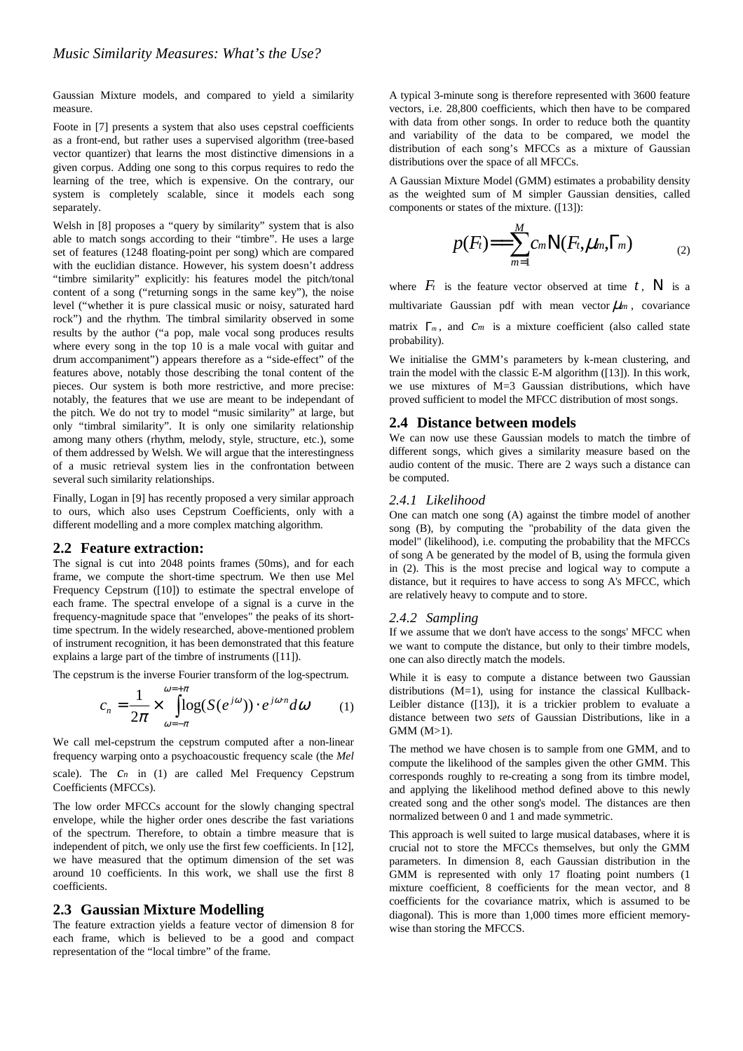Gaussian Mixture models, and compared to yield a similarity measure.

Foote in [7] presents a system that also uses cepstral coefficients as a front-end, but rather uses a supervised algorithm (tree-based vector quantizer) that learns the most distinctive dimensions in a given corpus. Adding one song to this corpus requires to redo the learning of the tree, which is expensive. On the contrary, our system is completely scalable, since it models each song separately.

Welsh in [8] proposes a "query by similarity" system that is also able to match songs according to their "timbre". He uses a large set of features (1248 floating-point per song) which are compared with the euclidian distance. However, his system doesn't address "timbre similarity" explicitly: his features model the pitch/tonal content of a song ("returning songs in the same key"), the noise level ("whether it is pure classical music or noisy, saturated hard rock") and the rhythm. The timbral similarity observed in some results by the author ("a pop, male vocal song produces results where every song in the top 10 is a male vocal with guitar and drum accompaniment") appears therefore as a "side-effect" of the features above, notably those describing the tonal content of the pieces. Our system is both more restrictive, and more precise: notably, the features that we use are meant to be independant of the pitch. We do not try to model "music similarity" at large, but only "timbral similarity". It is only one similarity relationship among many others (rhythm, melody, style, structure, etc.), some of them addressed by Welsh. We will argue that the interestingness of a music retrieval system lies in the confrontation between several such similarity relationships.

Finally, Logan in [9] has recently proposed a very similar approach to ours, which also uses Cepstrum Coefficients, only with a different modelling and a more complex matching algorithm.

## 2.2 Feature extraction:

The signal is cut into 2048 points frames (50ms), and for each frame, we compute the short-time spectrum. We then use Mel Frequency Cepstrum ([10]) to estimate the spectral envelope of each frame. The spectral envelope of a signal is a curve in the frequency-magnitude space that "envelopes" the peaks of its short-time spectrum. In the widely researched, above-mentioned problem of instrument recognition, it has been demonstrated that this feature explains a large part of the timbre of instruments ([11]).

The cepstrum is the inverse Fourier transform of the log-spectrum.

$$c_n = \frac{1}{2\pi} \times \int_{\omega=-\pi}^{\omega=+\pi} \log(S(e^{j\omega})) \cdot e^{j\omega \cdot n} d\omega \qquad (1)$$

We call mel-cepstrum the cepstrum computed after a non-linear frequency warping onto a psychoacoustic frequency scale (the *Mel* scale). The $c_n$ in (1) are called Mel Frequency Cepstrum Coefficients (MFCCs).

The low order MFCCs account for the slowly changing spectral envelope, while the higher order ones describe the fast variations of the spectrum. Therefore, to obtain a timbre measure that is independent of pitch, we only use the first few coefficients. In [12], we have measured that the optimum dimension of the set was around 10 coefficients. In this work, we shall use the first 8 coefficients.

## 2.3 Gaussian Mixture Modelling

The feature extraction yields a feature vector of dimension 8 for each frame, which is believed to be a good and compact representation of the "local timbre" of the frame.

A typical 3-minute song is therefore represented with 3600 feature vectors, i.e. 28,800 coefficients, which then have to be compared with data from other songs. In order to reduce both the quantity and variability of the data to be compared, we model the distribution of each song's MFCCs as a mixture of Gaussian distributions over the space of all MFCCs.

A Gaussian Mixture Model (GMM) estimates a probability density as the weighted sum of M simpler Gaussian densities, called components or states of the mixture. ([13]):

$$p(F_t) = \sum_{m=1}^{M} c_m \mathrm{N}(F_t, \mu_m, \Gamma_m) \qquad (2)$$

where $F_t$ is the feature vector observed at time $t$, $\mathrm{N}$ is a multivariate Gaussian pdf with mean vector $\mu_m$, covariance matrix $\Gamma_m$, and $c_m$ is a mixture coefficient (also called state probability).

We initialise the GMM's parameters by k-mean clustering, and train the model with the classic E-M algorithm ([13]). In this work, we use mixtures of M=3 Gaussian distributions, which have proved sufficient to model the MFCC distribution of most songs.

## 2.4 Distance between models

We can now use these Gaussian models to match the timbre of different songs, which gives a similarity measure based on the audio content of the music. There are 2 ways such a distance can be computed.

### *2.4.1 Likelihood*

One can match one song (A) against the timbre model of another song (B), by computing the "probability of the data given the model" (likelihood), i.e. computing the probability that the MFCCs of song A be generated by the model of B, using the formula given in (2). This is the most precise and logical way to compute a distance, but it requires to have access to song A's MFCC, which are relatively heavy to compute and to store.

### *2.4.2 Sampling*

If we assume that we don't have access to the songs' MFCC when we want to compute the distance, but only to their timbre models, one can also directly match the models.

While it is easy to compute a distance between two Gaussian distributions (M=1), using for instance the classical Kullback-Leibler distance ([13]), it is a trickier problem to evaluate a distance between two *sets* of Gaussian Distributions, like in a GMM (M>1).

The method we have chosen is to sample from one GMM, and to compute the likelihood of the samples given the other GMM. This corresponds roughly to re-creating a song from its timbre model, and applying the likelihood method defined above to this newly created song and the other song's model. The distances are then normalized between 0 and 1 and made symmetric.

This approach is well suited to large musical databases, where it is crucial not to store the MFCCs themselves, but only the GMM parameters. In dimension 8, each Gaussian distribution in the GMM is represented with only 17 floating point numbers (1 mixture coefficient, 8 coefficients for the mean vector, and 8 coefficients for the covariance matrix, which is assumed to be diagonal). This is more than 1,000 times more efficient memory-wise than storing the MFCCS.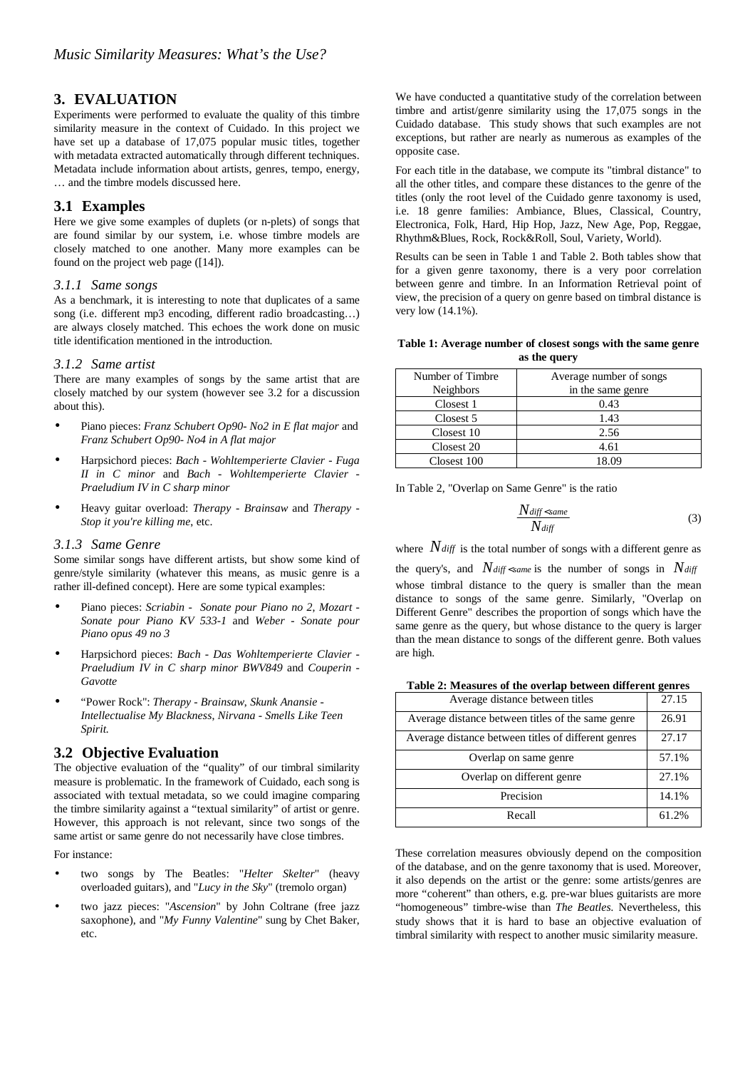## 3. EVALUATION

Experiments were performed to evaluate the quality of this timbre similarity measure in the context of Cuidado. In this project we have set up a database of 17,075 popular music titles, together with metadata extracted automatically through different techniques. Metadata include information about artists, genres, tempo, energy, … and the timbre models discussed here.

### 3.1 Examples

Here we give some examples of duplets (or n-plets) of songs that are found similar by our system, i.e. whose timbre models are closely matched to one another. Many more examples can be found on the project web page ([14]).

#### *3.1.1 Same songs*

As a benchmark, it is interesting to note that duplicates of a same song (i.e. different mp3 encoding, different radio broadcasting…) are always closely matched. This echoes the work done on music title identification mentioned in the introduction.

#### *3.1.2 Same artist*

There are many examples of songs by the same artist that are closely matched by our system (however see 3.2 for a discussion about this).

- Piano pieces: *Franz Schubert Op90- No2 in E flat major* and *Franz Schubert Op90- No4 in A flat major*
- Harpsichord pieces: *Bach - Wohltemperierte Clavier - Fuga II in C minor* and *Bach - Wohltemperierte Clavier - Praeludium IV in C sharp minor*
- Heavy guitar overload: *Therapy - Brainsaw* and *Therapy - Stop it you're killing me*, etc.

#### *3.1.3 Same Genre*

Some similar songs have different artists, but show some kind of genre/style similarity (whatever this means, as music genre is a rather ill-defined concept). Here are some typical examples:

- Piano pieces: *Scriabin - Sonate pour Piano no 2*, *Mozart - Sonate pour Piano KV 533-1* and *Weber - Sonate pour Piano opus 49 no 3*
- Harpsichord pieces: *Bach - Das Wohltemperierte Clavier - Praeludium IV in C sharp minor BWV849* and *Couperin - Gavotte*
- "Power Rock": *Therapy - Brainsaw, Skunk Anansie - Intellectualise My Blackness, Nirvana - Smells Like Teen Spirit.*

### 3.2 Objective Evaluation

The objective evaluation of the "quality" of our timbral similarity measure is problematic. In the framework of Cuidado, each song is associated with textual metadata, so we could imagine comparing the timbre similarity against a "textual similarity" of artist or genre. However, this approach is not relevant, since two songs of the same artist or same genre do not necessarily have close timbres.

For instance:

- two songs by The Beatles: "*Helter Skelter*" (heavy overloaded guitars), and "*Lucy in the Sky*" (tremolo organ)
- two jazz pieces: "*Ascension*" by John Coltrane (free jazz saxophone), and "*My Funny Valentine*" sung by Chet Baker, etc.

We have conducted a quantitative study of the correlation between timbre and artist/genre similarity using the 17,075 songs in the Cuidado database. This study shows that such examples are not exceptions, but rather are nearly as numerous as examples of the opposite case.

For each title in the database, we compute its "timbral distance" to all the other titles, and compare these distances to the genre of the titles (only the root level of the Cuidado genre taxonomy is used, i.e. 18 genre families: Ambiance, Blues, Classical, Country, Electronica, Folk, Hard, Hip Hop, Jazz, New Age, Pop, Reggae, Rhythm&Blues, Rock, Rock&Roll, Soul, Variety, World).

Results can be seen in Table 1 and Table 2. Both tables show that for a given genre taxonomy, there is a very poor correlation between genre and timbre. In an Information Retrieval point of view, the precision of a query on genre based on timbral distance is very low (14.1%).

**Table 1: Average number of closest songs with the same genre as the query**

| Number of Timbre Neighbors | Average number of songs in the same genre |
|---|---|
| Closest 1 | 0.43 |
| Closest 5 | 1.43 |
| Closest 10 | 2.56 |
| Closest 20 | 4.61 |
| Closest 100 | 18.09 |

In Table 2, "Overlap on Same Genre" is the ratio

$$\frac{N_{diff<same}}{N_{diff}} \tag{3}$$

where $N_{diff}$ is the total number of songs with a different genre as the query's, and $N_{diff<same}$ is the number of songs in $N_{diff}$ whose timbral distance to the query is smaller than the mean distance to songs of the same genre. Similarly, "Overlap on Different Genre" describes the proportion of songs which have the same genre as the query, but whose distance to the query is larger than the mean distance to songs of the different genre. Both values are high.

**Table 2: Measures of the overlap between different genres**

| | |
|---|---|
| Average distance between titles | 27.15 |
| Average distance between titles of the same genre | 26.91 |
| Average distance between titles of different genres | 27.17 |
| Overlap on same genre | 57.1% |
| Overlap on different genre | 27.1% |
| Precision | 14.1% |
| Recall | 61.2% |

These correlation measures obviously depend on the composition of the database, and on the genre taxonomy that is used. Moreover, it also depends on the artist or the genre: some artists/genres are more "coherent" than others, e.g. pre-war blues guitarists are more "homogeneous" timbre-wise than *The Beatles.* Nevertheless, this study shows that it is hard to base an objective evaluation of timbral similarity with respect to another music similarity measure.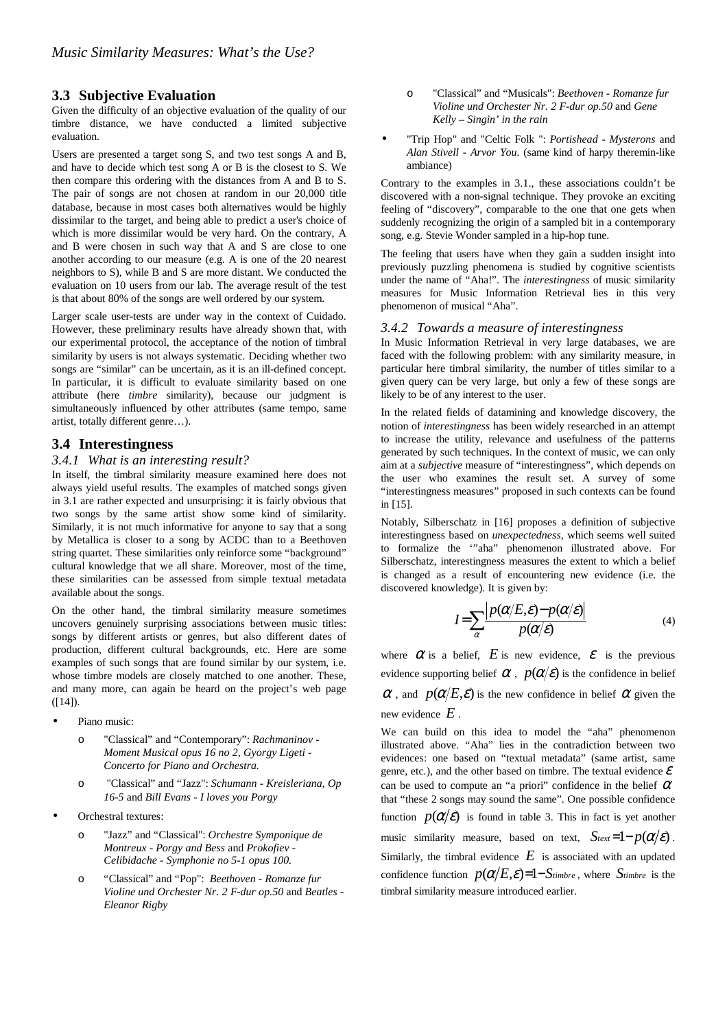## 3.3 Subjective Evaluation

Given the difficulty of an objective evaluation of the quality of our timbre distance, we have conducted a limited subjective evaluation.

Users are presented a target song S, and two test songs A and B, and have to decide which test song A or B is the closest to S. We then compare this ordering with the distances from A and B to S. The pair of songs are not chosen at random in our 20,000 title database, because in most cases both alternatives would be highly dissimilar to the target, and being able to predict a user's choice of which is more dissimilar would be very hard. On the contrary, A and B were chosen in such way that A and S are close to one another according to our measure (e.g. A is one of the 20 nearest neighbors to S), while B and S are more distant. We conducted the evaluation on 10 users from our lab. The average result of the test is that about 80% of the songs are well ordered by our system.

Larger scale user-tests are under way in the context of Cuidado. However, these preliminary results have already shown that, with our experimental protocol, the acceptance of the notion of timbral similarity by users is not always systematic. Deciding whether two songs are "similar" can be uncertain, as it is an ill-defined concept. In particular, it is difficult to evaluate similarity based on one attribute (here *timbre* similarity), because our judgment is simultaneously influenced by other attributes (same tempo, same artist, totally different genre…).

## 3.4 Interestingness

### *3.4.1 What is an interesting result?*

In itself, the timbral similarity measure examined here does not always yield useful results. The examples of matched songs given in 3.1 are rather expected and unsurprising: it is fairly obvious that two songs by the same artist show some kind of similarity. Similarly, it is not much informative for anyone to say that a song by Metallica is closer to a song by ACDC than to a Beethoven string quartet. These similarities only reinforce some "background" cultural knowledge that we all share. Moreover, most of the time, these similarities can be assessed from simple textual metadata available about the songs.

On the other hand, the timbral similarity measure sometimes uncovers genuinely surprising associations between music titles: songs by different artists or genres, but also different dates of production, different cultural backgrounds, etc. Here are some examples of such songs that are found similar by our system, i.e. whose timbre models are closely matched to one another. These, and many more, can again be heard on the project's web page ([14]).

- Piano music:
  - "Classical" and "Contemporary": *Rachmaninov - Moment Musical opus 16 no 2*, *Gyorgy Ligeti - Concerto for Piano and Orchestra.*
  - "Classical" and "Jazz": *Schumann - Kreisleriana, Op 16-5* and *Bill Evans - I loves you Porgy*
- Orchestral textures:
  - "Jazz" and "Classical": *Orchestre Symponique de Montreux - Porgy and Bess* and *Prokofiev - Celibidache - Symphonie no 5-1 opus 100.*
  - "Classical" and "Pop": *Beethoven - Romanze fur Violine und Orchester Nr. 2 F-dur op.50* and *Beatles - Eleanor Rigby*
  - "Classical" and "Musicals": *Beethoven - Romanze fur Violine und Orchester Nr. 2 F-dur op.50* and *Gene Kelly – Singin' in the rain*
- "Trip Hop" and "Celtic Folk ": *Portishead - Mysterons* and *Alan Stivell - Arvor You.* (same kind of harpy theremin-like ambiance)

Contrary to the examples in 3.1., these associations couldn't be discovered with a non-signal technique. They provoke an exciting feeling of "discovery", comparable to the one that one gets when suddenly recognizing the origin of a sampled bit in a contemporary song, e.g. Stevie Wonder sampled in a hip-hop tune.

The feeling that users have when they gain a sudden insight into previously puzzling phenomena is studied by cognitive scientists under the name of "Aha!". The *interestingness* of music similarity measures for Music Information Retrieval lies in this very phenomenon of musical "Aha".

### *3.4.2 Towards a measure of interestingness*

In Music Information Retrieval in very large databases, we are faced with the following problem: with any similarity measure, in particular here timbral similarity, the number of titles similar to a given query can be very large, but only a few of these songs are likely to be of any interest to the user.

In the related fields of datamining and knowledge discovery, the notion of *interestingness* has been widely researched in an attempt to increase the utility, relevance and usefulness of the patterns generated by such techniques. In the context of music, we can only aim at a *subjective* measure of "interestingness", which depends on the user who examines the result set. A survey of some "interestingness measures" proposed in such contexts can be found in [15].

Notably, Silberschatz in [16] proposes a definition of subjective interestingness based on *unexpectedness*, which seems well suited to formalize the '"aha" phenomenon illustrated above. For Silberschatz, interestingness measures the extent to which a belief is changed as a result of encountering new evidence (i.e. the discovered knowledge). It is given by:

$$I = \sum_{\alpha} \frac{\left| p(\alpha/E,\varepsilon) - p(\alpha/\varepsilon) \right|}{p(\alpha/\varepsilon)} \qquad (4)$$

where $\alpha$ is a belief, $E$ is new evidence, $\varepsilon$ is the previous evidence supporting belief $\alpha$, $p(\alpha/\varepsilon)$ is the confidence in belief $\alpha$, and $p(\alpha/E,\varepsilon)$ is the new confidence in belief $\alpha$ given the new evidence $E$.

We can build on this idea to model the "aha" phenomenon illustrated above. "Aha" lies in the contradiction between two evidences: one based on "textual metadata" (same artist, same genre, etc.), and the other based on timbre. The textual evidence $\varepsilon$ can be used to compute an "a priori" confidence in the belief $\alpha$ that "these 2 songs may sound the same". One possible confidence function $p(\alpha/\varepsilon)$ is found in table 3. This in fact is yet another music similarity measure, based on text, $S_{text} = 1 - p(\alpha/\varepsilon)$. Similarly, the timbral evidence $E$ is associated with an updated confidence function $p(\alpha/E,\varepsilon) = 1 - S_{timbre}$, where $S_{timbre}$ is the timbral similarity measure introduced earlier.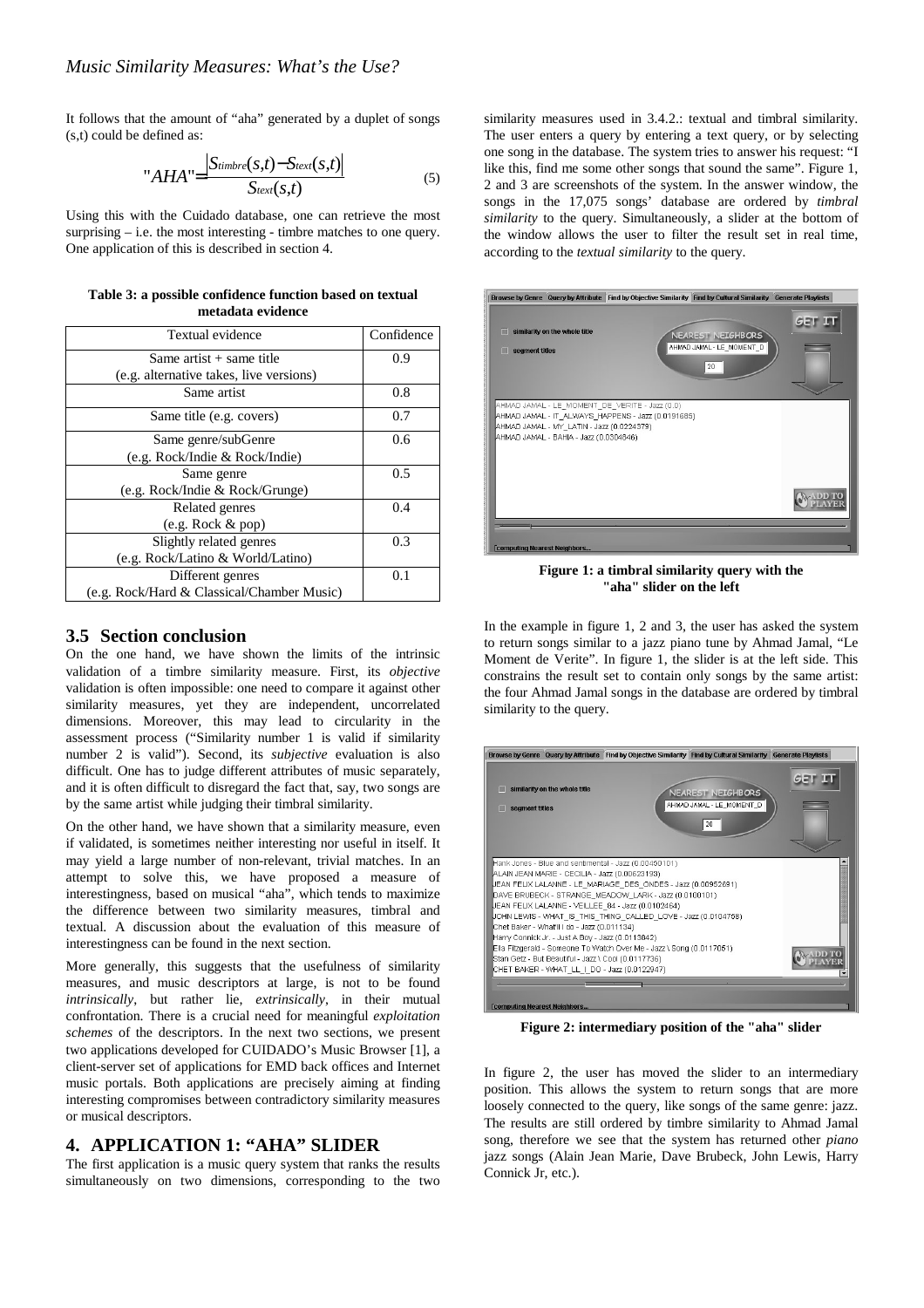It follows that the amount of "aha" generated by a duplet of songs (s,t) could be defined as:

$$"AHA" = \frac{\left|S_{timbre}(s,t) - S_{text}(s,t)\right|}{S_{text}(s,t)} \quad (5)$$

Using this with the Cuidado database, one can retrieve the most surprising – i.e. the most interesting - timbre matches to one query. One application of this is described in section 4.

**Table 3: a possible confidence function based on textual metadata evidence**

| Textual evidence | Confidence |
|---|---|
| Same artist + same title (e.g. alternative takes, live versions) | 0.9 |
| Same artist | 0.8 |
| Same title (e.g. covers) | 0.7 |
| Same genre/subGenre (e.g. Rock/Indie & Rock/Indie) | 0.6 |
| Same genre (e.g. Rock/Indie & Rock/Grunge) | 0.5 |
| Related genres (e.g. Rock & pop) | 0.4 |
| Slightly related genres (e.g. Rock/Latino & World/Latino) | 0.3 |
| Different genres (e.g. Rock/Hard & Classical/Chamber Music) | 0.1 |

### 3.5 Section conclusion

On the one hand, we have shown the limits of the intrinsic validation of a timbre similarity measure. First, its *objective* validation is often impossible: one need to compare it against other similarity measures, yet they are independent, uncorrelated dimensions. Moreover, this may lead to circularity in the assessment process ("Similarity number 1 is valid if similarity number 2 is valid"). Second, its *subjective* evaluation is also difficult. One has to judge different attributes of music separately, and it is often difficult to disregard the fact that, say, two songs are by the same artist while judging their timbral similarity.

On the other hand, we have shown that a similarity measure, even if validated, is sometimes neither interesting nor useful in itself. It may yield a large number of non-relevant, trivial matches. In an attempt to solve this, we have proposed a measure of interestingness, based on musical "aha", which tends to maximize the difference between two similarity measures, timbral and textual. A discussion about the evaluation of this measure of interestingness can be found in the next section.

More generally, this suggests that the usefulness of similarity measures, and music descriptors at large, is not to be found *intrinsically*, but rather lie, *extrinsically*, in their mutual confrontation. There is a crucial need for meaningful *exploitation schemes* of the descriptors. In the next two sections, we present two applications developed for CUIDADO's Music Browser [1], a client-server set of applications for EMD back offices and Internet music portals. Both applications are precisely aiming at finding interesting compromises between contradictory similarity measures or musical descriptors.

## 4. APPLICATION 1: "AHA" SLIDER

The first application is a music query system that ranks the results simultaneously on two dimensions, corresponding to the two similarity measures used in 3.4.2.: textual and timbral similarity. The user enters a query by entering a text query, or by selecting one song in the database. The system tries to answer his request: "I like this, find me some other songs that sound the same". Figure 1, 2 and 3 are screenshots of the system. In the answer window, the songs in the 17,075 songs' database are ordered by *timbral similarity* to the query. Simultaneously, a slider at the bottom of the window allows the user to filter the result set in real time, according to the *textual similarity* to the query.

**Figure 1: a timbral similarity query with the "aha" slider on the left**

In the example in figure 1, 2 and 3, the user has asked the system to return songs similar to a jazz piano tune by Ahmad Jamal, "Le Moment de Verite". In figure 1, the slider is at the left side. This constrains the result set to contain only songs by the same artist: the four Ahmad Jamal songs in the database are ordered by timbral similarity to the query.

**Figure 2: intermediary position of the "aha" slider**

In figure 2, the user has moved the slider to an intermediary position. This allows the system to return songs that are more loosely connected to the query, like songs of the same genre: jazz. The results are still ordered by timbre similarity to Ahmad Jamal song, therefore we see that the system has returned other *piano* jazz songs (Alain Jean Marie, Dave Brubeck, John Lewis, Harry Connick Jr, etc.).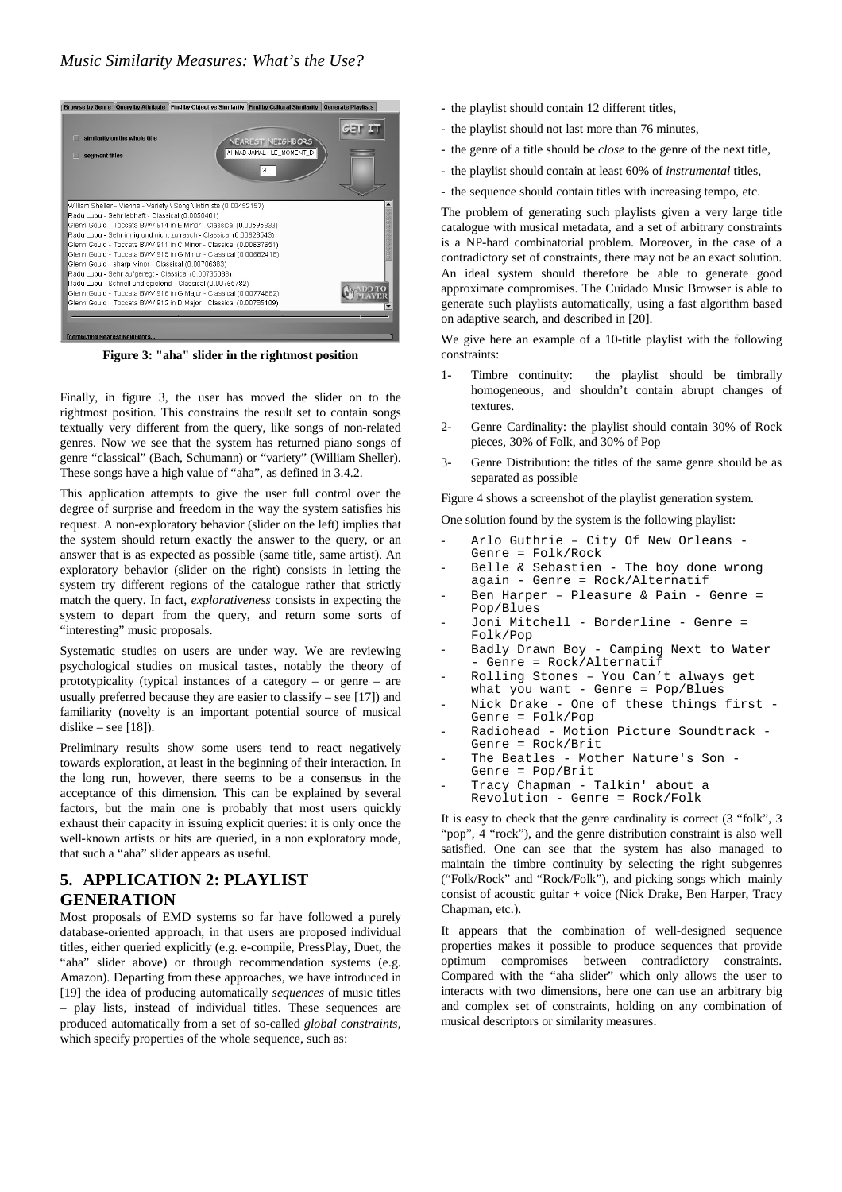Figure 3: "aha" slider in the rightmost position

Finally, in figure 3, the user has moved the slider on to the rightmost position. This constrains the result set to contain songs textually very different from the query, like songs of non-related genres. Now we see that the system has returned piano songs of genre "classical" (Bach, Schumann) or "variety" (William Sheller). These songs have a high value of "aha", as defined in 3.4.2.

This application attempts to give the user full control over the degree of surprise and freedom in the way the system satisfies his request. A non-exploratory behavior (slider on the left) implies that the system should return exactly the answer to the query, or an answer that is as expected as possible (same title, same artist). An exploratory behavior (slider on the right) consists in letting the system try different regions of the catalogue rather that strictly match the query. In fact, *explorativeness* consists in expecting the system to depart from the query, and return some sorts of "interesting" music proposals.

Systematic studies on users are under way. We are reviewing psychological studies on musical tastes, notably the theory of prototypicality (typical instances of a category – or genre – are usually preferred because they are easier to classify – see [17]) and familiarity (novelty is an important potential source of musical dislike – see [18]).

Preliminary results show some users tend to react negatively towards exploration, at least in the beginning of their interaction. In the long run, however, there seems to be a consensus in the acceptance of this dimension. This can be explained by several factors, but the main one is probably that most users quickly exhaust their capacity in issuing explicit queries: it is only once the well-known artists or hits are queried, in a non exploratory mode, that such a "aha" slider appears as useful.

## 5. APPLICATION 2: PLAYLIST GENERATION

Most proposals of EMD systems so far have followed a purely database-oriented approach, in that users are proposed individual titles, either queried explicitly (e.g. e-compile, PressPlay, Duet, the "aha" slider above) or through recommendation systems (e.g. Amazon). Departing from these approaches, we have introduced in [19] the idea of producing automatically *sequences* of music titles – play lists, instead of individual titles. These sequences are produced automatically from a set of so-called *global constraints*, which specify properties of the whole sequence, such as:

- the playlist should contain 12 different titles,
- the playlist should not last more than 76 minutes,
- the genre of a title should be *close* to the genre of the next title,
- the playlist should contain at least 60% of *instrumental* titles,
- the sequence should contain titles with increasing tempo, etc.

The problem of generating such playlists given a very large title catalogue with musical metadata, and a set of arbitrary constraints is a NP-hard combinatorial problem. Moreover, in the case of a contradictory set of constraints, there may not be an exact solution. An ideal system should therefore be able to generate good approximate compromises. The Cuidado Music Browser is able to generate such playlists automatically, using a fast algorithm based on adaptive search, and described in [20].

We give here an example of a 10-title playlist with the following constraints:

1- Timbre continuity: the playlist should be timbrally homogeneous, and shouldn't contain abrupt changes of textures.

2- Genre Cardinality: the playlist should contain 30% of Rock pieces, 30% of Folk, and 30% of Pop

3- Genre Distribution: the titles of the same genre should be as separated as possible

Figure 4 shows a screenshot of the playlist generation system.

One solution found by the system is the following playlist:

```
-  Arlo Guthrie – City Of New Orleans -
   Genre = Folk/Rock
-  Belle & Sebastien - The boy done wrong
   again - Genre = Rock/Alternatif
-  Ben Harper – Pleasure & Pain - Genre =
   Pop/Blues
-  Joni Mitchell - Borderline - Genre =
   Folk/Pop
-  Badly Drawn Boy - Camping Next to Water
   - Genre = Rock/Alternatif
-  Rolling Stones – You Can't always get
   what you want - Genre = Pop/Blues
-  Nick Drake - One of these things first -
   Genre = Folk/Pop
-  Radiohead - Motion Picture Soundtrack -
   Genre = Rock/Brit
-  The Beatles - Mother Nature's Son -
   Genre = Pop/Brit
-  Tracy Chapman - Talkin' about a
   Revolution - Genre = Rock/Folk
```

It is easy to check that the genre cardinality is correct (3 "folk", 3 "pop", 4 "rock"), and the genre distribution constraint is also well satisfied. One can see that the system has also managed to maintain the timbre continuity by selecting the right subgenres ("Folk/Rock" and "Rock/Folk"), and picking songs which mainly consist of acoustic guitar + voice (Nick Drake, Ben Harper, Tracy Chapman, etc.).

It appears that the combination of well-designed sequence properties makes it possible to produce sequences that provide optimum compromises between contradictory constraints. Compared with the "aha slider" which only allows the user to interacts with two dimensions, here one can use an arbitrary big and complex set of constraints, holding on any combination of musical descriptors or similarity measures.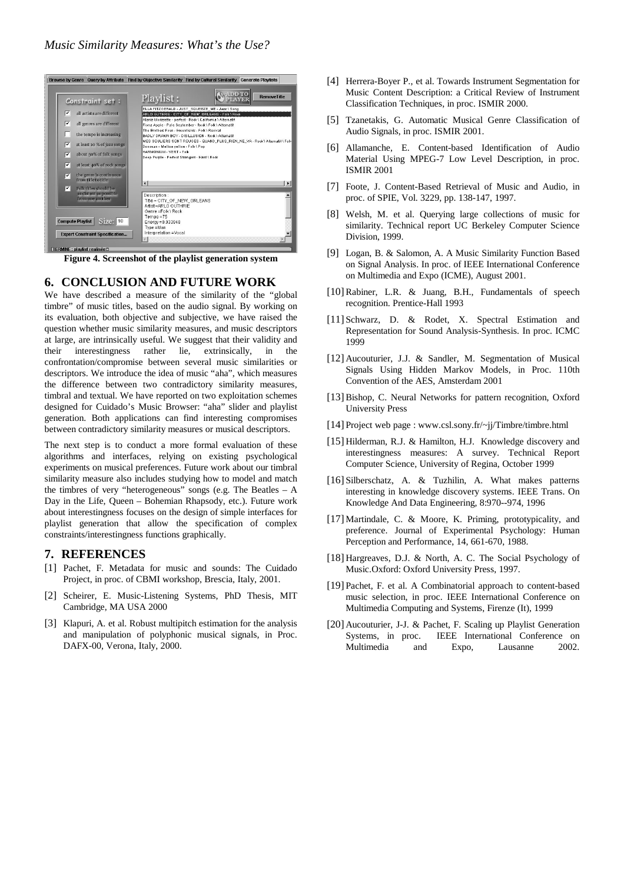Figure 4. Screenshot of the playlist generation system

## 6. CONCLUSION AND FUTURE WORK

We have described a measure of the similarity of the "global timbre" of music titles, based on the audio signal. By working on its evaluation, both objective and subjective, we have raised the question whether music similarity measures, and music descriptors at large, are intrinsically useful. We suggest that their validity and their interestingness rather lie, extrinsically, in the confrontation/compromise between several music similarities or descriptors. We introduce the idea of music "aha", which measures the difference between two contradictory similarity measures, timbral and textual. We have reported on two exploitation schemes designed for Cuidado's Music Browser: "aha" slider and playlist generation. Both applications can find interesting compromises between contradictory similarity measures or musical descriptors.

The next step is to conduct a more formal evaluation of these algorithms and interfaces, relying on existing psychological experiments on musical preferences. Future work about our timbral similarity measure also includes studying how to model and match the timbres of very "heterogeneous" songs (e.g. The Beatles – A Day in the Life, Queen – Bohemian Rhapsody, etc.). Future work about interestingness focuses on the design of simple interfaces for playlist generation that allow the specification of complex constraints/interestingness functions graphically.

## 7. REFERENCES

[1] Pachet, F. Metadata for music and sounds: The Cuidado Project, in proc. of CBMI workshop, Brescia, Italy, 2001.

[2] Scheirer, E. Music-Listening Systems, PhD Thesis, MIT Cambridge, MA USA 2000

[3] Klapuri, A. et al. Robust multipitch estimation for the analysis and manipulation of polyphonic musical signals, in Proc. DAFX-00, Verona, Italy, 2000.

[4] Herrera-Boyer P., et al. Towards Instrument Segmentation for Music Content Description: a Critical Review of Instrument Classification Techniques, in proc. ISMIR 2000.

[5] Tzanetakis, G. Automatic Musical Genre Classification of Audio Signals, in proc. ISMIR 2001.

[6] Allamanche, E. Content-based Identification of Audio Material Using MPEG-7 Low Level Description, in proc. ISMIR 2001

[7] Foote, J. Content-Based Retrieval of Music and Audio, in proc. of SPIE, Vol. 3229, pp. 138-147, 1997.

[8] Welsh, M. et al. Querying large collections of music for similarity. Technical report UC Berkeley Computer Science Division, 1999.

[9] Logan, B. & Salomon, A. A Music Similarity Function Based on Signal Analysis. In proc. of IEEE International Conference on Multimedia and Expo (ICME), August 2001.

[10] Rabiner, L.R. & Juang, B.H., Fundamentals of speech recognition. Prentice-Hall 1993

[11] Schwarz, D. & Rodet, X. Spectral Estimation and Representation for Sound Analysis-Synthesis. In proc. ICMC 1999

[12] Aucouturier, J.J. & Sandler, M. Segmentation of Musical Signals Using Hidden Markov Models, in Proc. 110th Convention of the AES, Amsterdam 2001

[13] Bishop, C. Neural Networks for pattern recognition, Oxford University Press

[14] Project web page : www.csl.sony.fr/~jj/Timbre/timbre.html

[15] Hilderman, R.J. & Hamilton, H.J. Knowledge discovery and interestingness measures: A survey. Technical Report Computer Science, University of Regina, October 1999

[16] Silberschatz, A. & Tuzhilin, A. What makes patterns interesting in knowledge discovery systems. IEEE Trans. On Knowledge And Data Engineering, 8:970--974, 1996

[17] Martindale, C. & Moore, K. Priming, prototypicality, and preference. Journal of Experimental Psychology: Human Perception and Performance, 14, 661-670, 1988.

[18] Hargreaves, D.J. & North, A. C. The Social Psychology of Music.Oxford: Oxford University Press, 1997.

[19] Pachet, F. et al. A Combinatorial approach to content-based music selection, in proc. IEEE International Conference on Multimedia Computing and Systems, Firenze (It), 1999

[20] Aucouturier, J-J. & Pachet, F. Scaling up Playlist Generation Systems, in proc. IEEE International Conference on Multimedia and Expo, Lausanne 2002.